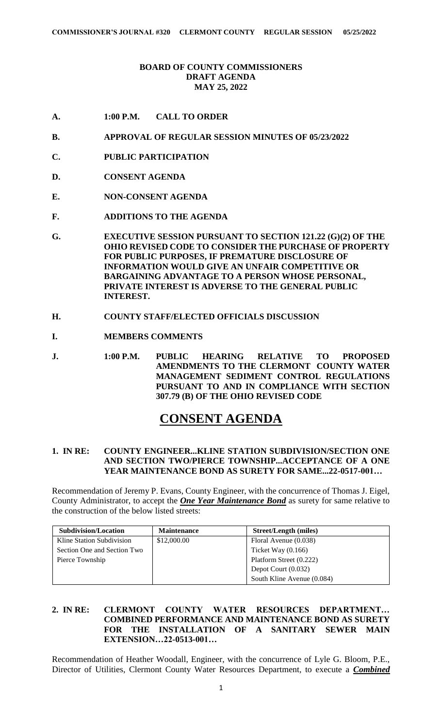**BOARD OF COUNTY COMMISSIONERS**
**DRAFT AGENDA**
**MAY 25, 2022**

- **A. 1:00 P.M. CALL TO ORDER**
- **B. APPROVAL OF REGULAR SESSION MINUTES OF 05/23/2022**
- **C. PUBLIC PARTICIPATION**
- **D. CONSENT AGENDA**
- **E. NON-CONSENT AGENDA**
- **F. ADDITIONS TO THE AGENDA**
- **G. EXECUTIVE SESSION PURSUANT TO SECTION 121.22 (G)(2) OF THE OHIO REVISED CODE TO CONSIDER THE PURCHASE OF PROPERTY FOR PUBLIC PURPOSES, IF PREMATURE DISCLOSURE OF INFORMATION WOULD GIVE AN UNFAIR COMPETITIVE OR BARGAINING ADVANTAGE TO A PERSON WHOSE PERSONAL, PRIVATE INTEREST IS ADVERSE TO THE GENERAL PUBLIC INTEREST.**
- **H. COUNTY STAFF/ELECTED OFFICIALS DISCUSSION**
- **I. MEMBERS COMMENTS**
- **J. 1:00 P.M. PUBLIC HEARING RELATIVE TO PROPOSED AMENDMENTS TO THE CLERMONT COUNTY WATER MANAGEMENT SEDIMENT CONTROL REGULATIONS PURSUANT TO AND IN COMPLIANCE WITH SECTION 307.79 (B) OF THE OHIO REVISED CODE**

# CONSENT AGENDA

**1. IN RE: COUNTY ENGINEER...KLINE STATION SUBDIVISION/SECTION ONE AND SECTION TWO/PIERCE TOWNSHIP...ACCEPTANCE OF A ONE YEAR MAINTENANCE BOND AS SURETY FOR SAME...22-0517-001…**

Recommendation of Jeremy P. Evans, County Engineer, with the concurrence of Thomas J. Eigel, County Administrator, to accept the ***One Year Maintenance Bond*** as surety for same relative to the construction of the below listed streets:

| Subdivision/Location | Maintenance | Street/Length (miles) |
|---|---|---|
| Kline Station Subdivision | $12,000.00 | Floral Avenue (0.038) |
| Section One and Section Two | | Ticket Way (0.166) |
| Pierce Township | | Platform Street (0.222) |
| | | Depot Court (0.032) |
| | | South Kline Avenue (0.084) |

**2. IN RE: CLERMONT COUNTY WATER RESOURCES DEPARTMENT… COMBINED PERFORMANCE AND MAINTENANCE BOND AS SURETY FOR THE INSTALLATION OF A SANITARY SEWER MAIN EXTENSION…22-0513-001…**

Recommendation of Heather Woodall, Engineer, with the concurrence of Lyle G. Bloom, P.E., Director of Utilities, Clermont County Water Resources Department, to execute a ***Combined***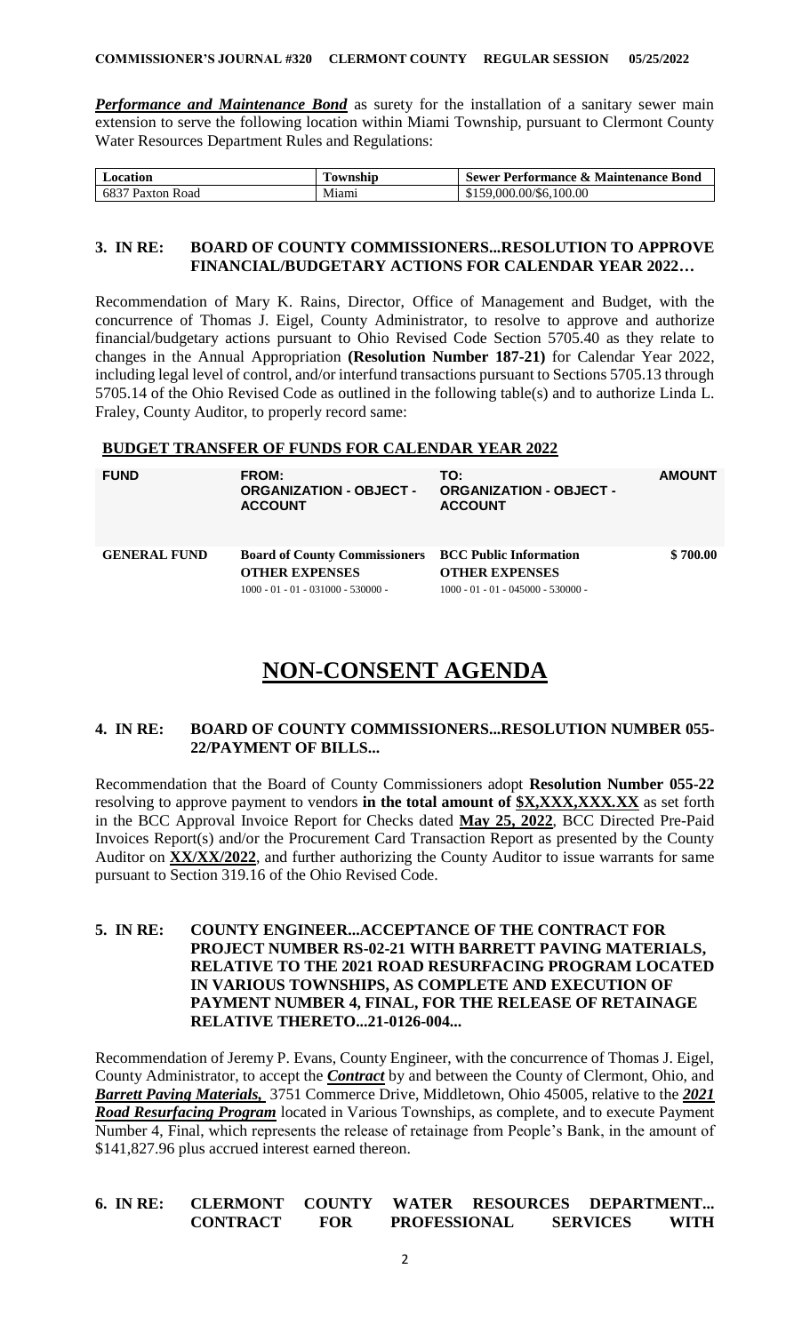***Performance and Maintenance Bond*** as surety for the installation of a sanitary sewer main extension to serve the following location within Miami Township, pursuant to Clermont County Water Resources Department Rules and Regulations:

| Location | Township | Sewer Performance & Maintenance Bond |
|---|---|---|
| 6837 Paxton Road | Miami | $159,000.00/$6,100.00 |

### 3. IN RE: BOARD OF COUNTY COMMISSIONERS...RESOLUTION TO APPROVE FINANCIAL/BUDGETARY ACTIONS FOR CALENDAR YEAR 2022…

Recommendation of Mary K. Rains, Director, Office of Management and Budget, with the concurrence of Thomas J. Eigel, County Administrator, to resolve to approve and authorize financial/budgetary actions pursuant to Ohio Revised Code Section 5705.40 as they relate to changes in the Annual Appropriation **(Resolution Number 187-21)** for Calendar Year 2022, including legal level of control, and/or interfund transactions pursuant to Sections 5705.13 through 5705.14 of the Ohio Revised Code as outlined in the following table(s) and to authorize Linda L. Fraley, County Auditor, to properly record same:

**BUDGET TRANSFER OF FUNDS FOR CALENDAR YEAR 2022**

| FUND | FROM: ORGANIZATION - OBJECT - ACCOUNT | TO: ORGANIZATION - OBJECT - ACCOUNT | AMOUNT |
|---|---|---|---|
| GENERAL FUND | **Board of County Commissioners OTHER EXPENSES** 1000 - 01 - 01 - 031000 - 530000 - | **BCC Public Information OTHER EXPENSES** 1000 - 01 - 01 - 045000 - 530000 - | $ 700.00 |

# NON-CONSENT AGENDA

### 4. IN RE: BOARD OF COUNTY COMMISSIONERS...RESOLUTION NUMBER 055-22/PAYMENT OF BILLS...

Recommendation that the Board of County Commissioners adopt **Resolution Number 055-22** resolving to approve payment to vendors **in the total amount of $X,XXX,XXX.XX** as set forth in the BCC Approval Invoice Report for Checks dated **May 25, 2022**, BCC Directed Pre-Paid Invoices Report(s) and/or the Procurement Card Transaction Report as presented by the County Auditor on **XX/XX/2022**, and further authorizing the County Auditor to issue warrants for same pursuant to Section 319.16 of the Ohio Revised Code.

### 5. IN RE: COUNTY ENGINEER...ACCEPTANCE OF THE CONTRACT FOR PROJECT NUMBER RS-02-21 WITH BARRETT PAVING MATERIALS, RELATIVE TO THE 2021 ROAD RESURFACING PROGRAM LOCATED IN VARIOUS TOWNSHIPS, AS COMPLETE AND EXECUTION OF PAYMENT NUMBER 4, FINAL, FOR THE RELEASE OF RETAINAGE RELATIVE THERETO...21-0126-004...

Recommendation of Jeremy P. Evans, County Engineer, with the concurrence of Thomas J. Eigel, County Administrator, to accept the ***Contract*** by and between the County of Clermont, Ohio, and ***Barrett Paving Materials,*** 3751 Commerce Drive, Middletown, Ohio 45005, relative to the ***2021 Road Resurfacing Program*** located in Various Townships, as complete, and to execute Payment Number 4, Final, which represents the release of retainage from People's Bank, in the amount of $141,827.96 plus accrued interest earned thereon.

### 6. IN RE: CLERMONT COUNTY WATER RESOURCES DEPARTMENT... CONTRACT FOR PROFESSIONAL SERVICES WITH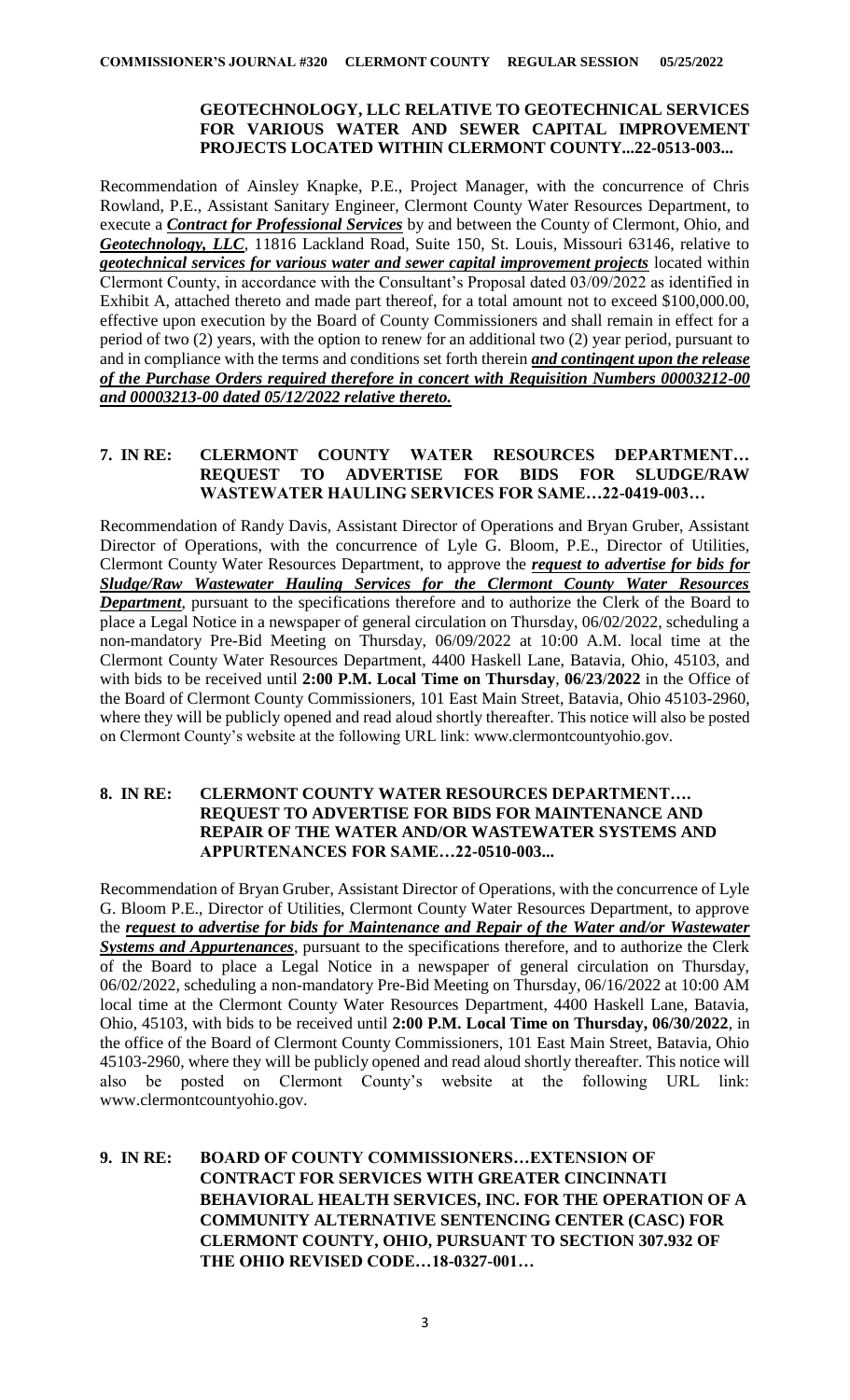**GEOTECHNOLOGY, LLC RELATIVE TO GEOTECHNICAL SERVICES FOR VARIOUS WATER AND SEWER CAPITAL IMPROVEMENT PROJECTS LOCATED WITHIN CLERMONT COUNTY...22-0513-003...**

Recommendation of Ainsley Knapke, P.E., Project Manager, with the concurrence of Chris Rowland, P.E., Assistant Sanitary Engineer, Clermont County Water Resources Department, to execute a ***Contract for Professional Services*** by and between the County of Clermont, Ohio, and ***Geotechnology, LLC***, 11816 Lackland Road, Suite 150, St. Louis, Missouri 63146, relative to ***geotechnical services for various water and sewer capital improvement projects*** located within Clermont County, in accordance with the Consultant's Proposal dated 03/09/2022 as identified in Exhibit A, attached thereto and made part thereof, for a total amount not to exceed \$100,000.00, effective upon execution by the Board of County Commissioners and shall remain in effect for a period of two (2) years, with the option to renew for an additional two (2) year period, pursuant to and in compliance with the terms and conditions set forth therein ***and contingent upon the release of the Purchase Orders required therefore in concert with Requisition Numbers 00003212-00 and 00003213-00 dated 05/12/2022 relative thereto.***

**7. IN RE: CLERMONT COUNTY WATER RESOURCES DEPARTMENT… REQUEST TO ADVERTISE FOR BIDS FOR SLUDGE/RAW WASTEWATER HAULING SERVICES FOR SAME…22-0419-003…**

Recommendation of Randy Davis, Assistant Director of Operations and Bryan Gruber, Assistant Director of Operations, with the concurrence of Lyle G. Bloom, P.E., Director of Utilities, Clermont County Water Resources Department, to approve the ***request to advertise for bids for Sludge/Raw Wastewater Hauling Services for the Clermont County Water Resources Department***, pursuant to the specifications therefore and to authorize the Clerk of the Board to place a Legal Notice in a newspaper of general circulation on Thursday, 06/02/2022, scheduling a non-mandatory Pre-Bid Meeting on Thursday, 06/09/2022 at 10:00 A.M. local time at the Clermont County Water Resources Department, 4400 Haskell Lane, Batavia, Ohio, 45103, and with bids to be received until **2:00 P.M. Local Time on Thursday**, **06/23/2022** in the Office of the Board of Clermont County Commissioners, 101 East Main Street, Batavia, Ohio 45103-2960, where they will be publicly opened and read aloud shortly thereafter. This notice will also be posted on Clermont County's website at the following URL link: www.clermontcountyohio.gov.

**8. IN RE: CLERMONT COUNTY WATER RESOURCES DEPARTMENT…. REQUEST TO ADVERTISE FOR BIDS FOR MAINTENANCE AND REPAIR OF THE WATER AND/OR WASTEWATER SYSTEMS AND APPURTENANCES FOR SAME…22-0510-003...**

Recommendation of Bryan Gruber, Assistant Director of Operations, with the concurrence of Lyle G. Bloom P.E., Director of Utilities, Clermont County Water Resources Department, to approve the ***request to advertise for bids for Maintenance and Repair of the Water and/or Wastewater Systems and Appurtenances***, pursuant to the specifications therefore, and to authorize the Clerk of the Board to place a Legal Notice in a newspaper of general circulation on Thursday, 06/02/2022, scheduling a non-mandatory Pre-Bid Meeting on Thursday, 06/16/2022 at 10:00 AM local time at the Clermont County Water Resources Department, 4400 Haskell Lane, Batavia, Ohio, 45103, with bids to be received until **2:00 P.M. Local Time on Thursday, 06/30/2022**, in the office of the Board of Clermont County Commissioners, 101 East Main Street, Batavia, Ohio 45103-2960, where they will be publicly opened and read aloud shortly thereafter. This notice will also be posted on Clermont County's website at the following URL link: www.clermontcountyohio.gov.

**9. IN RE: BOARD OF COUNTY COMMISSIONERS…EXTENSION OF CONTRACT FOR SERVICES WITH GREATER CINCINNATI BEHAVIORAL HEALTH SERVICES, INC. FOR THE OPERATION OF A COMMUNITY ALTERNATIVE SENTENCING CENTER (CASC) FOR CLERMONT COUNTY, OHIO, PURSUANT TO SECTION 307.932 OF THE OHIO REVISED CODE…18-0327-001…**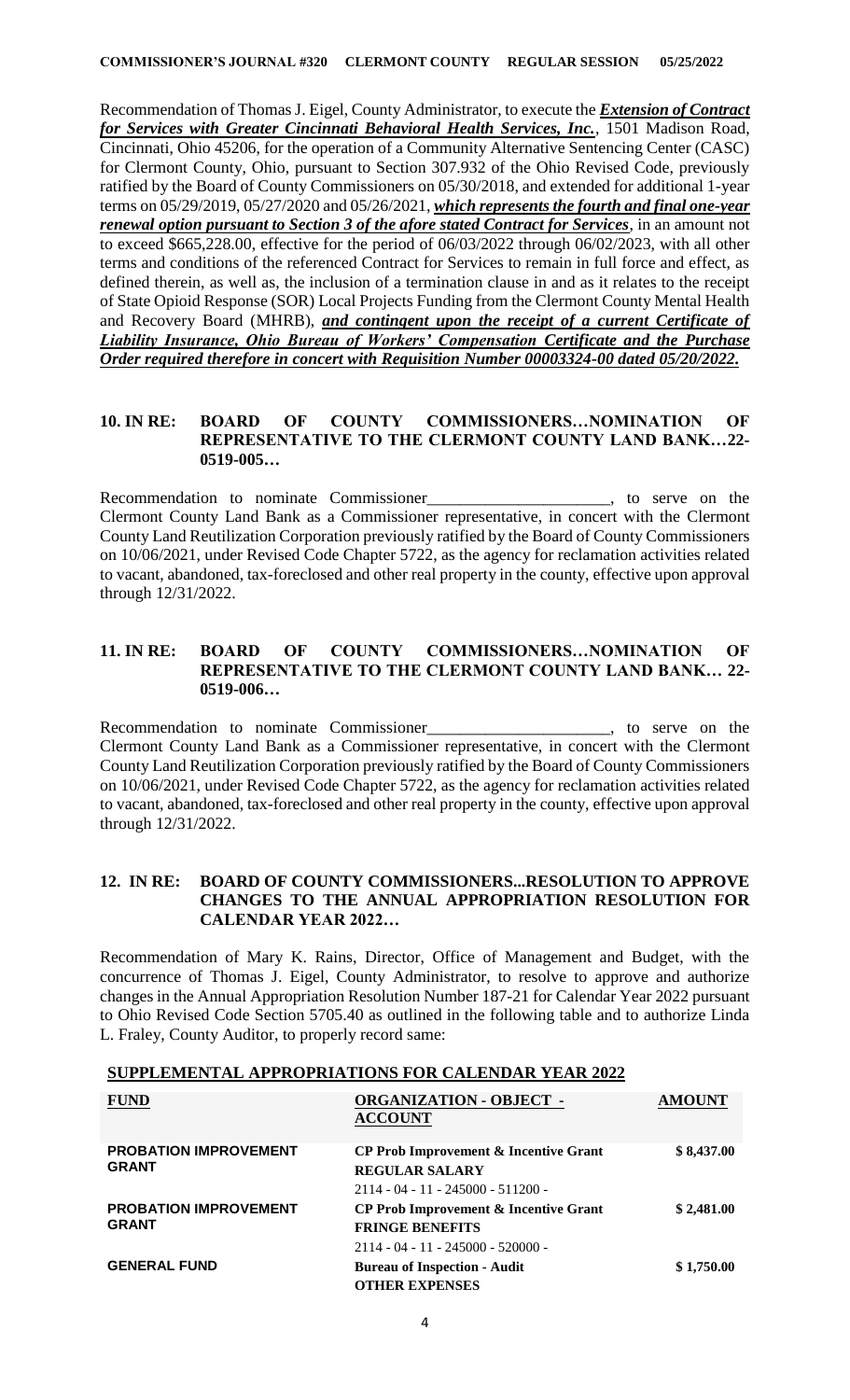Recommendation of Thomas J. Eigel, County Administrator, to execute the ***Extension of Contract for Services with Greater Cincinnati Behavioral Health Services, Inc.***, 1501 Madison Road, Cincinnati, Ohio 45206, for the operation of a Community Alternative Sentencing Center (CASC) for Clermont County, Ohio, pursuant to Section 307.932 of the Ohio Revised Code, previously ratified by the Board of County Commissioners on 05/30/2018, and extended for additional 1-year terms on 05/29/2019, 05/27/2020 and 05/26/2021, ***which represents the fourth and final one-year renewal option pursuant to Section 3 of the afore stated Contract for Services***, in an amount not to exceed $665,228.00, effective for the period of 06/03/2022 through 06/02/2023, with all other terms and conditions of the referenced Contract for Services to remain in full force and effect, as defined therein, as well as, the inclusion of a termination clause in and as it relates to the receipt of State Opioid Response (SOR) Local Projects Funding from the Clermont County Mental Health and Recovery Board (MHRB), ***and contingent upon the receipt of a current Certificate of Liability Insurance, Ohio Bureau of Workers' Compensation Certificate and the Purchase Order required therefore in concert with Requisition Number 00003324-00 dated 05/20/2022.***

**10. IN RE: BOARD OF COUNTY COMMISSIONERS…NOMINATION OF REPRESENTATIVE TO THE CLERMONT COUNTY LAND BANK…22-0519-005…**

Recommendation to nominate Commissioner______________________, to serve on the Clermont County Land Bank as a Commissioner representative, in concert with the Clermont County Land Reutilization Corporation previously ratified by the Board of County Commissioners on 10/06/2021, under Revised Code Chapter 5722, as the agency for reclamation activities related to vacant, abandoned, tax-foreclosed and other real property in the county, effective upon approval through 12/31/2022.

**11. IN RE: BOARD OF COUNTY COMMISSIONERS…NOMINATION OF REPRESENTATIVE TO THE CLERMONT COUNTY LAND BANK… 22-0519-006…**

Recommendation to nominate Commissioner______________________, to serve on the Clermont County Land Bank as a Commissioner representative, in concert with the Clermont County Land Reutilization Corporation previously ratified by the Board of County Commissioners on 10/06/2021, under Revised Code Chapter 5722, as the agency for reclamation activities related to vacant, abandoned, tax-foreclosed and other real property in the county, effective upon approval through 12/31/2022.

**12. IN RE: BOARD OF COUNTY COMMISSIONERS...RESOLUTION TO APPROVE CHANGES TO THE ANNUAL APPROPRIATION RESOLUTION FOR CALENDAR YEAR 2022…**

Recommendation of Mary K. Rains, Director, Office of Management and Budget, with the concurrence of Thomas J. Eigel, County Administrator, to resolve to approve and authorize changes in the Annual Appropriation Resolution Number 187-21 for Calendar Year 2022 pursuant to Ohio Revised Code Section 5705.40 as outlined in the following table and to authorize Linda L. Fraley, County Auditor, to properly record same:

**SUPPLEMENTAL APPROPRIATIONS FOR CALENDAR YEAR 2022**

| FUND | ORGANIZATION - OBJECT - ACCOUNT | AMOUNT |
|---|---|---|
| **PROBATION IMPROVEMENT GRANT** | **CP Prob Improvement & Incentive Grant REGULAR SALARY** 2114 - 04 - 11 - 245000 - 511200 - | **$ 8,437.00** |
| **PROBATION IMPROVEMENT GRANT** | **CP Prob Improvement & Incentive Grant FRINGE BENEFITS** 2114 - 04 - 11 - 245000 - 520000 - | **$ 2,481.00** |
| **GENERAL FUND** | **Bureau of Inspection - Audit OTHER EXPENSES** | **$ 1,750.00** |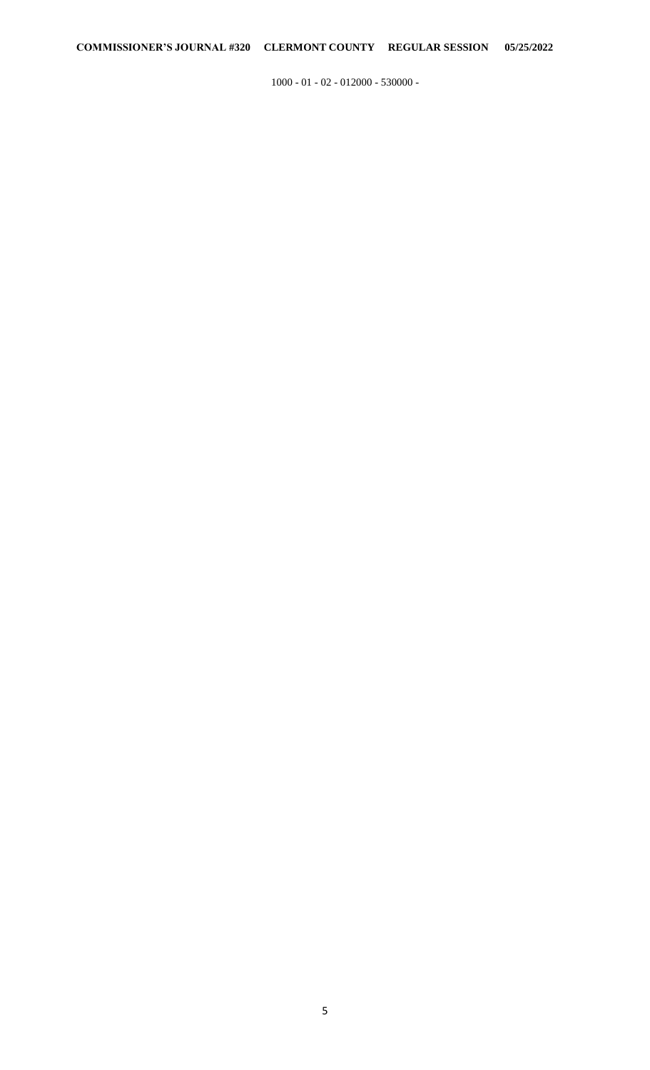1000 - 01 - 02 - 012000 - 530000 -